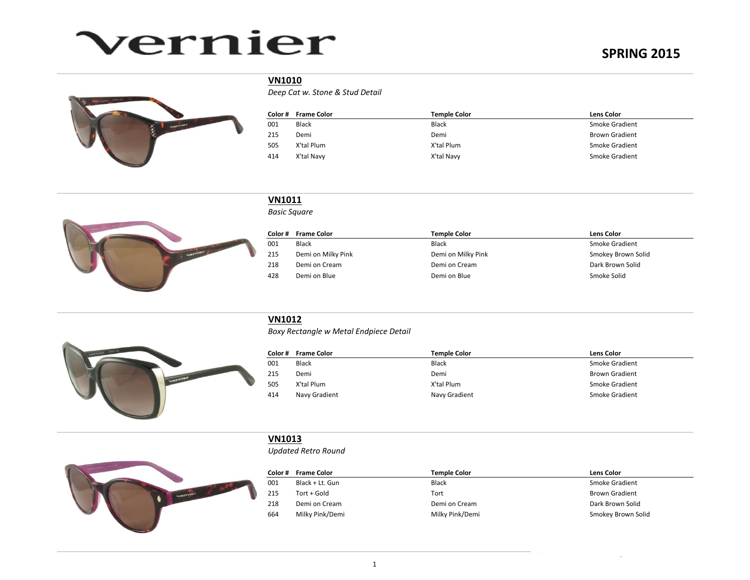# vernier

## SPRING 2015

### VN1010

*Deep Cat w. Stone & Stud Detail*

| Color # | Frame Color | Temple Color | Lens Color |
|---|---|---|---|
| 001 | Black | Black | Smoke Gradient |
| 215 | Demi | Demi | Brown Gradient |
| 505 | X'tal Plum | X'tal Plum | Smoke Gradient |
| 414 | X'tal Navy | X'tal Navy | Smoke Gradient |

### VN1011

*Basic Square*

| Color # | Frame Color | Temple Color | Lens Color |
|---|---|---|---|
| 001 | Black | Black | Smoke Gradient |
| 215 | Demi on Milky Pink | Demi on Milky Pink | Smokey Brown Solid |
| 218 | Demi on Cream | Demi on Cream | Dark Brown Solid |
| 428 | Demi on Blue | Demi on Blue | Smoke Solid |

### VN1012

*Boxy Rectangle w Metal Endpiece Detail*

| Color # | Frame Color | Temple Color | Lens Color |
|---|---|---|---|
| 001 | Black | Black | Smoke Gradient |
| 215 | Demi | Demi | Brown Gradient |
| 505 | X'tal Plum | X'tal Plum | Smoke Gradient |
| 414 | Navy Gradient | Navy Gradient | Smoke Gradient |

### VN1013

*Updated Retro Round*

| Color # | Frame Color | Temple Color | Lens Color |
|---|---|---|---|
| 001 | Black + Lt. Gun | Black | Smoke Gradient |
| 215 | Tort + Gold | Tort | Brown Gradient |
| 218 | Demi on Cream | Demi on Cream | Dark Brown Solid |
| 664 | Milky Pink/Demi | Milky Pink/Demi | Smokey Brown Solid |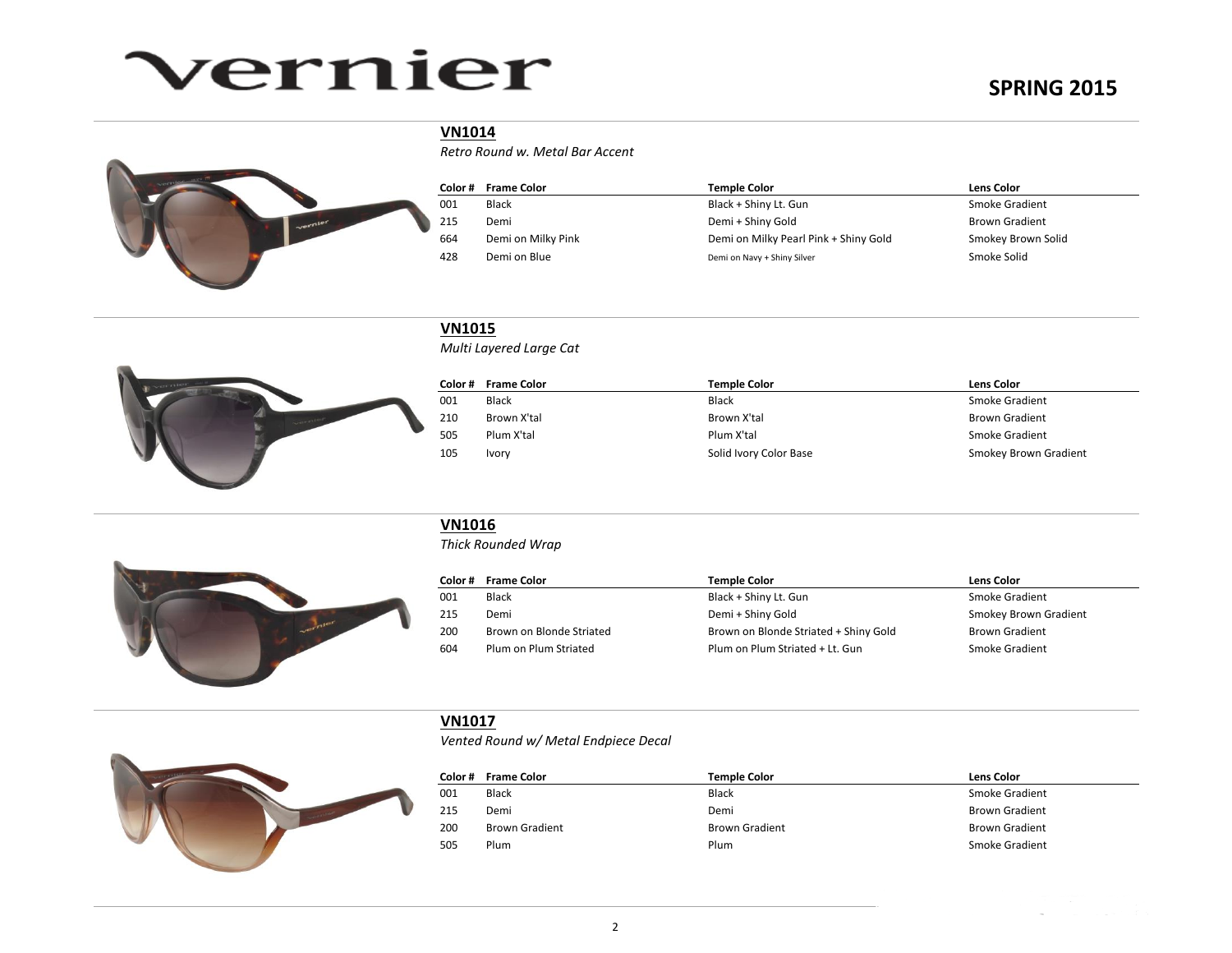# vernier

**SPRING 2015**

## VN1014

*Retro Round w. Metal Bar Accent*

| Color # | Frame Color | Temple Color | Lens Color |
| --- | --- | --- | --- |
| 001 | Black | Black + Shiny Lt. Gun | Smoke Gradient |
| 215 | Demi | Demi + Shiny Gold | Brown Gradient |
| 664 | Demi on Milky Pink | Demi on Milky Pearl Pink + Shiny Gold | Smokey Brown Solid |
| 428 | Demi on Blue | Demi on Navy + Shiny Silver | Smoke Solid |

## VN1015

*Multi Layered Large Cat*

| Color # | Frame Color | Temple Color | Lens Color |
| --- | --- | --- | --- |
| 001 | Black | Black | Smoke Gradient |
| 210 | Brown X'tal | Brown X'tal | Brown Gradient |
| 505 | Plum X'tal | Plum X'tal | Smoke Gradient |
| 105 | Ivory | Solid Ivory Color Base | Smokey Brown Gradient |

## VN1016

*Thick Rounded Wrap*

| Color # | Frame Color | Temple Color | Lens Color |
| --- | --- | --- | --- |
| 001 | Black | Black + Shiny Lt. Gun | Smoke Gradient |
| 215 | Demi | Demi + Shiny Gold | Smokey Brown Gradient |
| 200 | Brown on Blonde Striated | Brown on Blonde Striated + Shiny Gold | Brown Gradient |
| 604 | Plum on Plum Striated | Plum on Plum Striated + Lt. Gun | Smoke Gradient |

## VN1017

*Vented Round w/ Metal Endpiece Decal*

| Color # | Frame Color | Temple Color | Lens Color |
| --- | --- | --- | --- |
| 001 | Black | Black | Smoke Gradient |
| 215 | Demi | Demi | Brown Gradient |
| 200 | Brown Gradient | Brown Gradient | Brown Gradient |
| 505 | Plum | Plum | Smoke Gradient |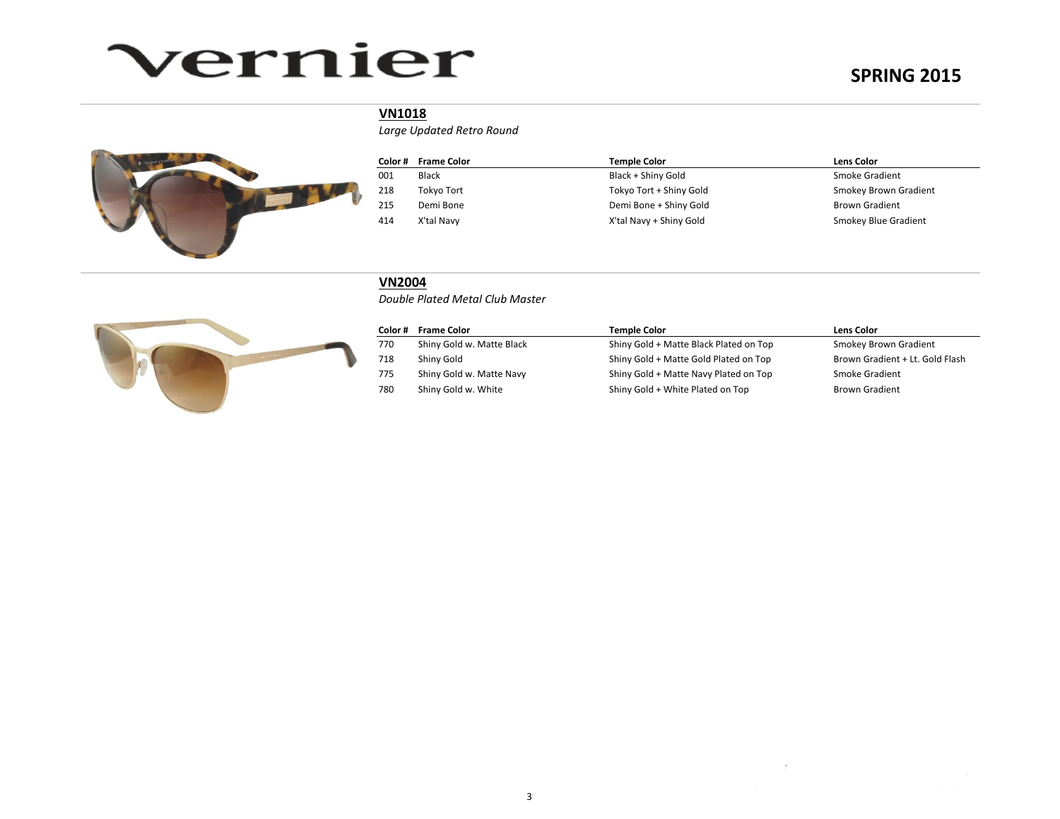# vernier

## SPRING 2015

### VN1018

*Large Updated Retro Round*

| Color # | Frame Color | Temple Color | Lens Color |
|---|---|---|---|
| 001 | Black | Black + Shiny Gold | Smoke Gradient |
| 218 | Tokyo Tort | Tokyo Tort + Shiny Gold | Smokey Brown Gradient |
| 215 | Demi Bone | Demi Bone + Shiny Gold | Brown Gradient |
| 414 | X'tal Navy | X'tal Navy + Shiny Gold | Smokey Blue Gradient |

### VN2004

*Double Plated Metal Club Master*

| Color # | Frame Color | Temple Color | Lens Color |
|---|---|---|---|
| 770 | Shiny Gold w. Matte Black | Shiny Gold + Matte Black Plated on Top | Smokey Brown Gradient |
| 718 | Shiny Gold | Shiny Gold + Matte Gold Plated on Top | Brown Gradient + Lt. Gold Flash |
| 775 | Shiny Gold w. Matte Navy | Shiny Gold + Matte Navy Plated on Top | Smoke Gradient |
| 780 | Shiny Gold w. White | Shiny Gold + White Plated on Top | Brown Gradient |